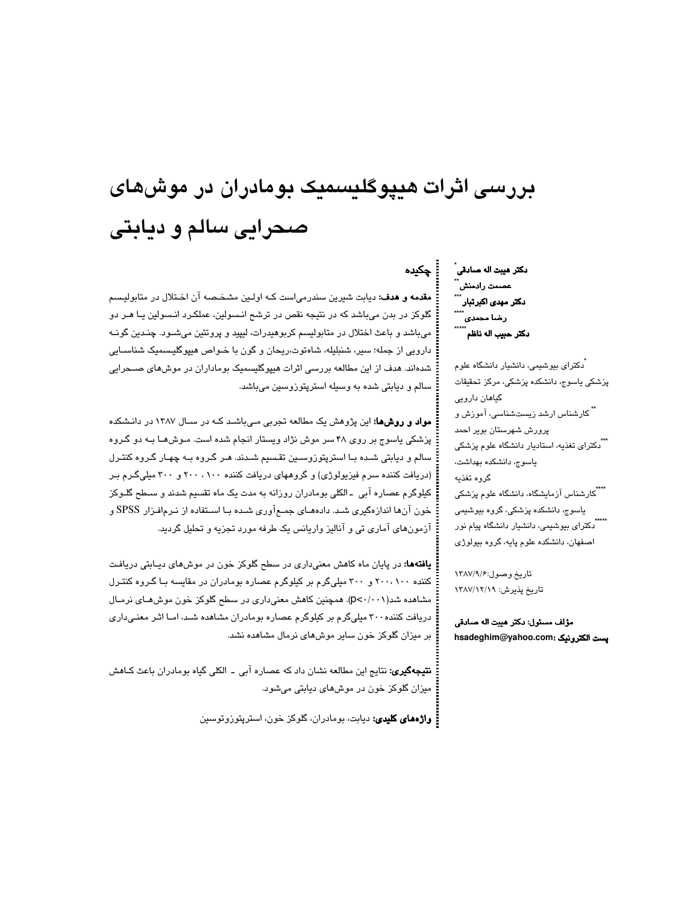# بررسی اثرات هیپوگلیسمیک بومادران در موش‌های صحرایی سالم و دیابتی

**دکتر هیبت اله صادقی**[*]
**عصمت رادمنش**[**]
**دکتر مهدی اکبرتبار**[***]
**رضا محمدی**[****]
**دکتر حبیب اله ناظم**[*****]

[*] دکترای بیوشیمی، دانشیار دانشگاه علوم پزشکی یاسوج، دانشکده پزشکی، مرکز تحقیقات گیاهان دارویی

[**] کارشناس ارشد زیست‌شناسی، آموزش و پرورش شهرستان بویر احمد

[***] دکترای تغذیه، استادیار دانشگاه علوم پزشکی یاسوج، دانشکده بهداشت، گروه تغذیه

[****] کارشناس آزمایشگاه، دانشگاه علوم پزشکی یاسوج، دانشکده پزشکی، گروه بیوشیمی

[*****] دکترای بیوشیمی، دانشیار دانشگاه پیام نور اصفهان، دانشکده علوم پایه، گروه بیولوژی

تاریخ وصول:۱۳۸۷/۹/۶
تاریخ پذیرش: ۱۳۸۷/۱۲/۱۹

**مؤلف مسئول: دکتر هیبت اله صادقی**
**پست الکترونیک: hsadeghim@yahoo.com**

## چکیده

**مقدمه و هدف:** دیابت شیرین سندرمی‌است که اولین مشخصه آن اختلال در متابولیسم گلوکز در بدن می‌باشد که در نتیجه نقص در ترشح انسولین، عملکرد انسولین یا هر دو می‌باشد و باعث اختلال در متابولیسم کربوهیدرات، لیپید و پروتئین می‌شود. چندین گونه دارویی از جمله؛ سیر، شنبلیله، شاه‌توت،ریحان و گون با خواص هیپوگلیسمیک شناسایی شده‌اند. هدف از این مطالعه بررسی اثرات هیپوگلیسمیک بومادران در موش‌های صحرایی سالم و دیابتی شده به وسیله استرپتوزوسین می‌باشد.

**مواد و روش‌ها:** این پژوهش یک مطالعه تجربی می‌باشد که در سال ۱۳۸۷ در دانشکده پزشکی یاسوج بر روی ۴۸ سر موش نژاد ویستار انجام شده است. موش‌ها به دو گروه سالم و دیابتی شده با استرپتوزوسین تقسیم شدند. هر گروه به چهار گروه کنترل (دریافت کننده سرم فیزیولوژی) و گروههای دریافت کننده ۱۰۰ ، ۲۰۰ و ۳۰۰ میلی‌گرم بر کیلوگرم عصاره آبی ـ الکلی بومادران روزانه به مدت یک ماه تقسیم شدند و سطح گلوکز خون آن‌ها اندازه‌گیری شد. داده‌های جمع‌آوری شده با استفاده از نرم‌افزار SPSS و آزمون‌های آماری تی و آنالیز واریانس یک طرفه مورد تجزیه و تحلیل گردید.

**یافته‌ها:** در پایان ماه کاهش معنی‌داری در سطح گلوکز خون در موش‌های دیابتی دریافت کننده ۱۰۰ ،۲۰۰ و ۳۰۰ میلی‌گرم بر کیلوگرم عصاره بومادران در مقایسه با گروه کنترل مشاهده شد($p<0/001$). همچنین کاهش معنی‌داری در سطح گلوکز خون موش‌های نرمال دریافت کننده۳۰۰ میلی‌گرم بر کیلوگرم عصاره بومادران مشاهده شد، اما اثر معنی‌داری بر میزان گلوکز خون سایر موش‌های نرمال مشاهده نشد.

**نتیجه‌گیری:** نتایج این مطالعه نشان داد که عصاره آبی ـ الکلی گیاه بومادران باعث کاهش میزان گلوکز خون در موش‌های دیابتی می‌شود.

**واژه‌های کلیدی:** دیابت، بومادران، گلوکز خون، استرپتوزوتوسین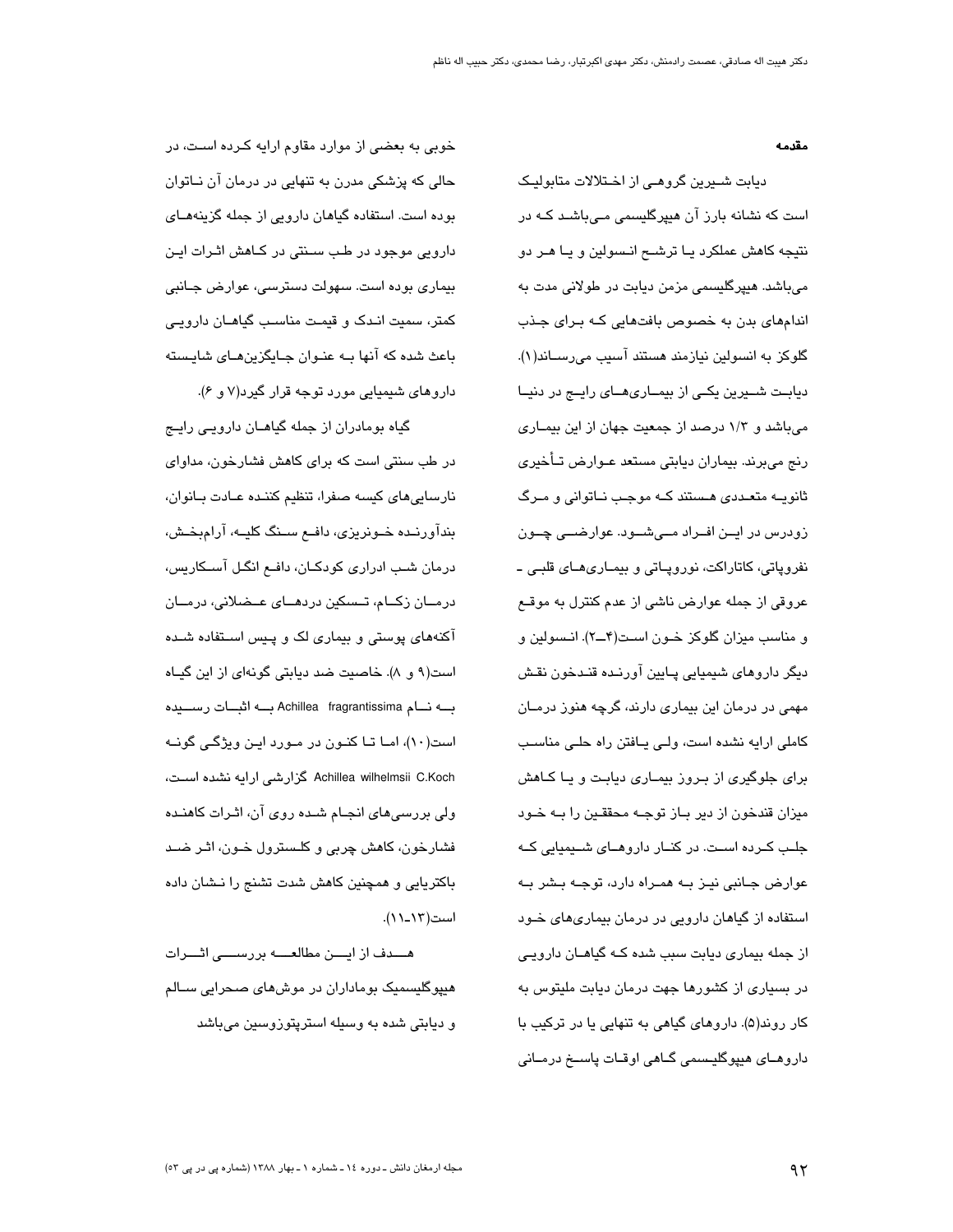### مقدمه

دیابت شیرین گروهی از اختلالات متابولیک است که نشانه بارز آن هیپرگلیسمی می‌باشد که در نتیجه کاهش عملکرد یا ترشح انسولین و یا هر دو می‌باشد. هیپرگلیسمی مزمن دیابت در طولانی مدت به اندام‌های بدن به خصوص بافت‌هایی که برای جذب گلوکز به انسولین نیازمند هستند آسیب می‌رساند(۱). دیابت شیرین یکی از بیماری‌های رایج در دنیا می‌باشد و ۱/۳ درصد از جمعیت جهان از این بیماری رنج می‌برند. بیماران دیابتی مستعد عوارض تأخیری ثانویه متعددی هستند که موجب ناتوانی و مرگ زودرس در این افراد می‌شود. عوارضی چون نفروپاتی، کاتاراکت، نوروپاتی و بیماری‌های قلبی ـ عروقی از جمله عوارض ناشی از عدم کنترل به موقع و مناسب میزان گلوکز خون است(۴ـ۲). انسولین و دیگر داروهای شیمیایی پایین آورنده قندخون نقش مهمی در درمان این بیماری دارند، گرچه هنوز درمان کاملی ارایه نشده است، ولی یافتن راه حلی مناسب برای جلوگیری از بروز بیماری دیابت و یا کاهش میزان قندخون از دیر باز توجه محققین را به خود جلب کرده است. در کنار داروهای شیمیایی که عوارض جانبی نیز به همراه دارد، توجه بشر به استفاده از گیاهان دارویی در درمان بیماری‌های خود از جمله بیماری دیابت سبب شده که گیاهان دارویی در بسیاری از کشورها جهت درمان دیابت ملیتوس به کار روند(۵). داروهای گیاهی به تنهایی یا در ترکیب با داروهای هیپوگلیسمی گاهی اوقات پاسخ درمانی خوبی به بعضی از موارد مقاوم ارایه کرده است، در حالی که پزشکی مدرن به تنهایی در درمان آن ناتوان بوده است. استفاده گیاهان دارویی از جمله گزینه‌های دارویی موجود در طب سنتی در کاهش اثرات این بیماری بوده است. سهولت دسترسی، عوارض جانبی کمتر، سمیت اندک و قیمت مناسب گیاهان دارویی باعث شده که آنها به عنوان جایگزین‌های شایسته داروهای شیمیایی مورد توجه قرار گیرد(۷ و ۶).

گیاه بومادران از جمله گیاهان دارویی رایج در طب سنتی است که برای کاهش فشارخون، مداوای نارسایی‌های کیسه صفرا، تنظیم کننده عادت بانوان، بندآورنده خونریزی، دافع سنگ کلیه، آرام‌بخش، درمان شب ادراری کودکان، دافع انگل آسکاریس، درمان زکام، تسکین دردهای عضلانی، درمان آکنه‌های پوستی و بیماری لک و پیس استفاده شده است(۹ و ۸). خاصیت ضد دیابتی گونه‌ای از این گیاه به نام Achillea fragrantissima به اثبات رسیده است(۱۰)، اما تا کنون در مورد این ویژگی گونه Achillea wilhelmsii C.Koch گزارشی ارایه نشده است، ولی بررسی‌های انجام شده روی آن، اثرات کاهنده فشارخون، کاهش چربی و کلسترول خون، اثر ضد باکتریایی و همچنین کاهش شدت تشنج را نشان داده است(۱۳ـ۱۱).

هدف از این مطالعه بررسی اثرات هیپوگلیسمیک بومادران در موش‌های صحرایی سالم و دیابتی شده به وسیله استرپتوزوسین می‌باشد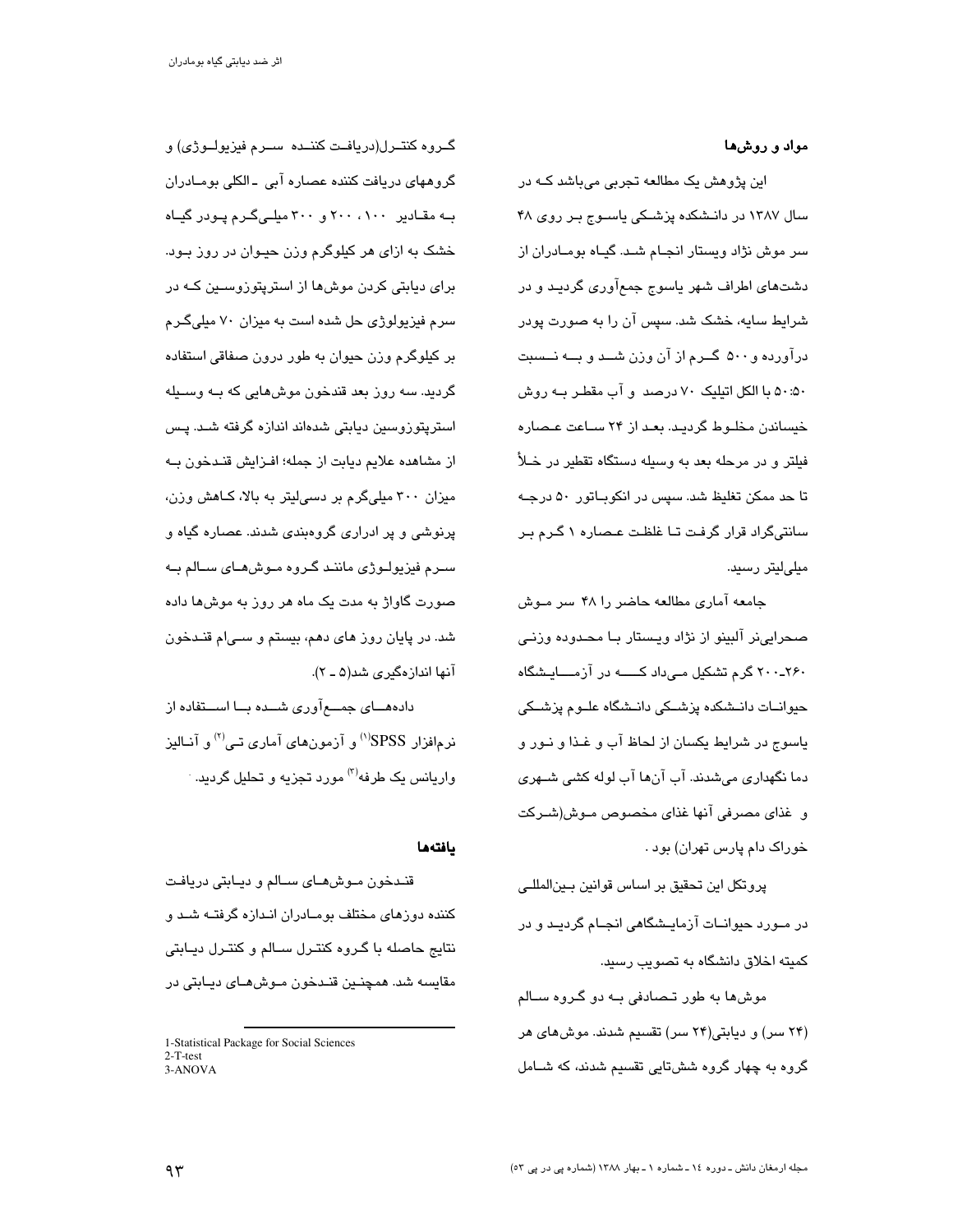## مواد و روش‌ها

این پژوهش یک مطالعه تجربی می‌باشد که در سال ۱۳۸۷ در دانشکده پزشکی یاسوج بر روی ۴۸ سر موش نژاد ویستار انجام شد. گیاه بومادران از دشت‌های اطراف شهر یاسوج جمع‌آوری گردید و در شرایط سایه، خشک شد. سپس آن را به صورت پودر درآورده و ۵۰۰ گرم از آن وزن شد و به نسبت ۵۰:۵۰ با الکل اتیلیک ۷۰ درصد و آب مقطر به روش خیساندن مخلوط گردید. بعد از ۲۴ ساعت عصاره فیلتر و در مرحله بعد به وسیله دستگاه تقطیر در خلأ تا حد ممکن تغلیظ شد. سپس در انکوباتور ۵۰ درجه سانتی‌گراد قرار گرفت تا غلظت عصاره ۱ گرم بر میلی‌لیتر رسید.

جامعه آماری مطالعه حاضر را ۴۸ سر موش صحرایی‌نر آلبینو از نژاد ویستار با محدوده وزنی ۲۶۰-۲۰۰ گرم تشکیل می‌داد که در آزمایشگاه حیوانات دانشکده پزشکی دانشگاه علوم پزشکی یاسوج در شرایط یکسان از لحاظ آب و غذا و نور و دما نگهداری می‌شدند. آب آن‌ها آب لوله کشی شهری و غذای مصرفی آنها غذای مخصوص موش(شرکت خوراک دام پارس تهران) بود .

پروتکل این تحقیق بر اساس قوانین بین‌المللی در مورد حیوانات آزمایشگاهی انجام گردید و در کمیته اخلاق دانشگاه به تصویب رسید.

موش‌ها به طور تصادفی به دو گروه سالم (۲۴ سر) و دیابتی(۲۴ سر) تقسیم شدند. موش‌های هر گروه به چهار گروه شش‌تایی تقسیم شدند، که شامل گروه کنترل(دریافت کننده سرم فیزیولوژی) و گروههای دریافت کننده عصاره آبی ـ الکلی بومادران به مقادیر ۱۰۰ ، ۲۰۰ و ۳۰۰ میلی‌گرم پودر گیاه خشک به ازای هر کیلوگرم وزن حیوان در روز بود. برای دیابتی کردن موش‌ها از استرپتوزوسین که در سرم فیزیولوژی حل شده است به میزان ۷۰ میلی‌گرم بر کیلوگرم وزن حیوان به طور درون صفاقی استفاده گردید. سه روز بعد قندخون موش‌هایی که به وسیله استرپتوزوسین دیابتی شده‌اند اندازه گرفته شد. پس از مشاهده علایم دیابت از جمله؛ افزایش قندخون به میزان ۳۰۰ میلی‌گرم بر دسی‌لیتر به بالا، کاهش وزن، پرنوشی و پر ادراری گروه‌بندی شدند. عصاره گیاه و سرم فیزیولوژی مانند گروه موش‌های سالم به صورت گاواژ به مدت یک ماه هر روز به موش‌ها داده شد. در پایان روز های دهم، بیستم و سی‌ام قندخون آنها اندازه‌گیری شد(۵ ـ ۲).

داده‌های جمع‌آوری شده با استفاده از نرم‌افزار SPSS[1] و آزمون‌های آماری تی[2] و آنالیز واریانس یک طرفه[3] مورد تجزیه و تحلیل گردید.

## یافته‌ها

قندخون موش‌های سالم و دیابتی دریافت کننده دوزهای مختلف بومادران اندازه گرفته شد و نتایج حاصله با گروه کنترل سالم و کنترل دیابتی مقایسه شد. همچنین قندخون موش‌های دیابتی در

---

1-Statistical Package for Social Sciences
2-T-test
3-ANOVA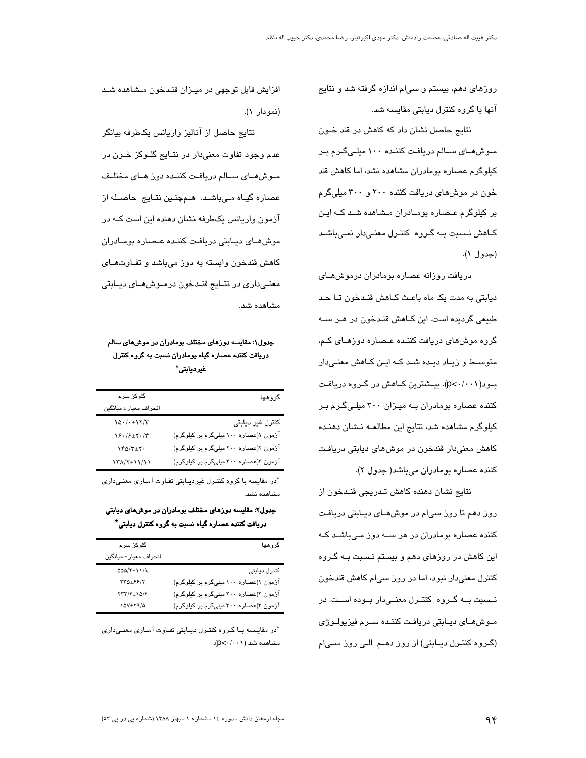روزهای دهم، بیستم و سی‌ام اندازه گرفته شد و نتایج آنها با گروه کنترل دیابتی مقایسه شد.

نتایج حاصل نشان داد که کاهش در قند خون موش‌های سالم دریافت کننده ۱۰۰ میلی‌گرم بر کیلوگرم عصاره بومادران مشاهده نشد، اما کاهش قند خون در موش‌های دریافت کننده ۲۰۰ و ۳۰۰ میلی‌گرم بر کیلوگرم عصاره بومادران مشاهده شد که این کاهش نسبت به گروه کنترل معنی‌دار نمی‌باشد (جدول ۱).

دریافت روزانه عصاره بومادران درموش‌های دیابتی به مدت یک ماه باعث کاهش قندخون تا حد طبیعی گردیده است. این کاهش قندخون در هر سه گروه موش‌های دریافت کننده عصاره دوزهای کم، متوسط و زیاد دیده شد که این کاهش معنی‌دار بود($p<0/001$). بیشترین کاهش در گروه دریافت کننده عصاره بومادران به میزان ۳۰۰ میلی‌گرم بر کیلوگرم مشاهده شد، نتایج این مطالعه نشان دهنده کاهش معنی‌دار قندخون در موش‌های دیابتی دریافت کننده عصاره بومادران می‌باشد( جدول ۲).

نتایج نشان دهنده کاهش تدریجی قندخون از روز دهم تا روز سی‌ام در موش‌های دیابتی دریافت کننده عصاره بومادران در هر سه دوز می‌باشد که این کاهش در روزهای دهم و بیستم نسبت به گروه کنترل معنی‌دار نبود، اما در روز سی‌ام کاهش قندخون نسبت به گروه کنترل معنی‌دار بوده است. در موش‌های دیابتی دریافت کننده سرم فیزیولوژی (گروه کنترل دیابتی) از روز دهم الی روز سی‌ام افزایش قابل توجهی در میزان قندخون مشاهده شد (نمودار ۱).

نتایج حاصل از آنالیز واریانس یک‌طرفه بیانگر عدم وجود تفاوت معنی‌دار در نتایج گلوکز خون در موش‌های سالم دریافت کننده دوز های مختلف عصاره گیاه می‌باشد. هم‌چنین نتایج حاصله از آزمون واریانس یک‌طرفه نشان دهنده این است که در موش‌های دیابتی دریافت کننده عصاره بومادران کاهش قندخون وابسته به دوز می‌باشد و تفاوت‌های معنی‌داری در نتایج قندخون درموش‌های دیابتی مشاهده شد.

**جدول۱: مقایسه دوزهای مختلف بومادران در موش‌های سالم دریافت کننده عصاره گیاه بومادران نسبت به گروه کنترل غیردیابتی***

| گروهها | گلوکز سرم انحراف معیار± میانگین |
|---|---|
| کنترل غیر دیابتی | ۱۵۰/۰±۱۲/۳ |
| آزمون ۱(عصاره ۱۰۰ میلی‌گرم بر کیلوگرم) | ۱۶۰/۶±۲۰/۴ |
| آزمون ۲(عصاره ۲۰۰ میلی‌گرم بر کیلوگرم) | ۱۴۵/۳±۲۰ |
| آزمون ۳(عصاره ۳۰۰ میلی‌گرم بر کیلوگرم) | ۱۳۸/۲±۱۱/۱۱ |

*در مقایسه با گروه کنترل غیردیابتی تفاوت آماری معنی‌داری مشاهده نشد.

**جدول۲: مقایسه دوزهای مختلف بومادران در موش‌های دیابتی دریافت کننده عصاره گیاه نسبت به گروه کنترل دیابتی***

| گروهها | گلوکز سرم انحراف معیار± میانگین |
|---|---|
| کنترل دیابتی | ۵۵۵/۲±۱۱/۹ |
| آزمون ۱(عصاره ۱۰۰ میلی‌گرم بر کیلوگرم) | ۲۳۵±۶۶/۲ |
| آزمون ۲(عصاره ۲۰۰ میلی‌گرم بر کیلوگرم) | ۲۳۳/۴±۱۵/۴ |
| آزمون ۳(عصاره ۳۰۰ میلی‌گرم بر کیلوگرم) | ۱۵۷±۲۹/۵ |

*در مقایسه با گروه کنترل دیابتی تفاوت آماری معنی‌داری مشاهده شد ($p<0/001$).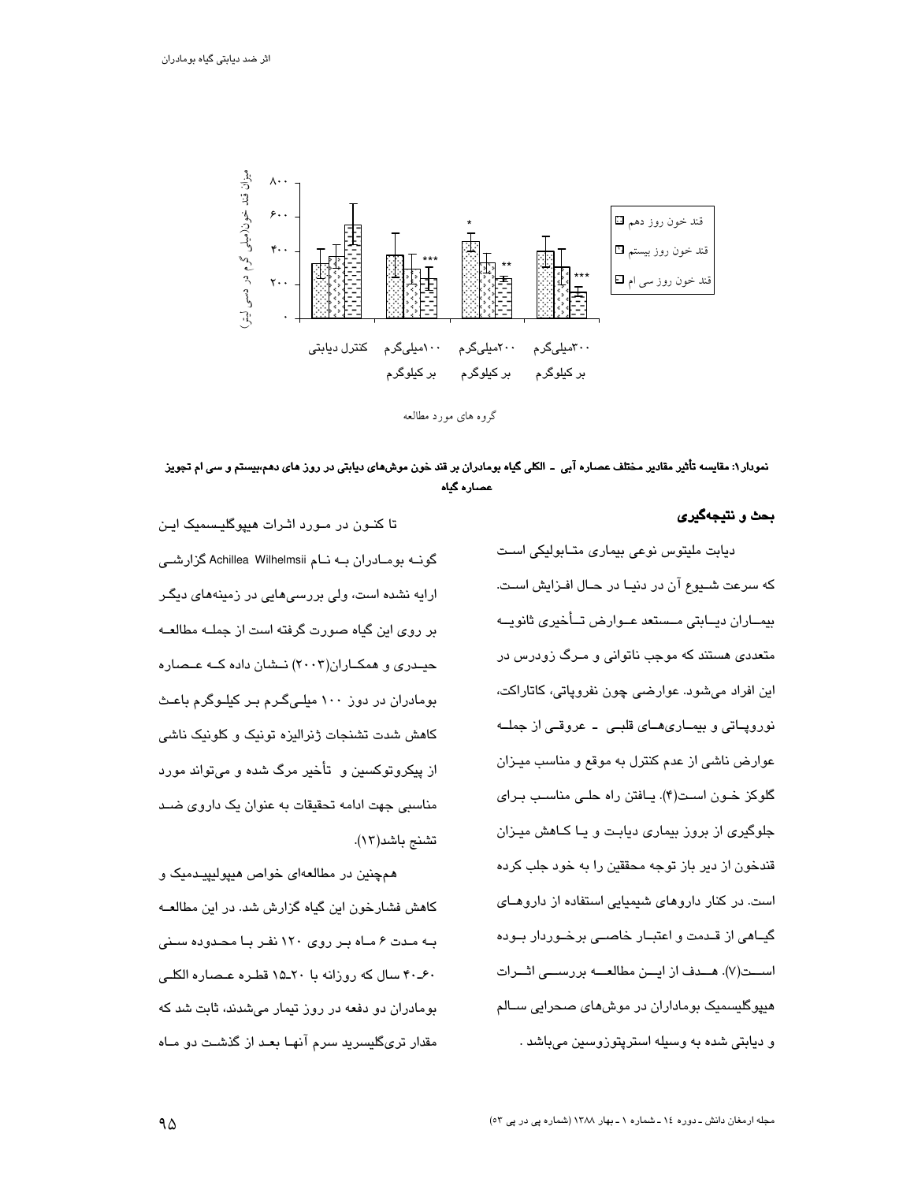نمودار۱: مقایسه تأثیر مقادیر مختلف عصاره آبی - الکلی گیاه بومادران بر قند خون موش‌های دیابتی در روز های دهم،بیستم و سی ام تجویز عصاره گیاه

## بحث و نتیجه‌گیری

دیابت ملیتوس نوعی بیماری متابولیکی است که سرعت شیوع آن در دنیا در حال افزایش است. بیماران دیابتی مستعد عوارض تأخیری ثانویه متعددی هستند که موجب ناتوانی و مرگ زودرس در این افراد می‌شود. عوارضی چون نفروپاتی، کاتاراکت، نوروپاتی و بیماری‌های قلبی - عروقی از جمله عوارض ناشی از عدم کنترل به موقع و مناسب میزان گلوکز خون است(۴). یافتن راه حلی مناسب برای جلوگیری از بروز بیماری دیابت و یا کاهش میزان قندخون از دیر باز توجه محققین را به خود جلب کرده است. در کنار داروهای شیمیایی استفاده از داروهای گیاهی از قدمت و اعتبار خاصی برخوردار بوده است(۷). هدف از این مطالعه بررسی اثرات هیپوگلیسمیک بومادران در موش‌های صحرایی سالم و دیابتی شده به وسیله استرپتوزوسین می‌باشد .

تا کنون در مورد اثرات هیپوگلیسمیک این گونه بومادران به نام Achillea Wilhelmsii گزارشی ارایه نشده است، ولی بررسی‌هایی در زمینه‌های دیگر بر روی این گیاه صورت گرفته است از جمله مطالعه حیدری و همکاران(۲۰۰۳) نشان داده که عصاره بومادران در دوز ۱۰۰ میلی‌گرم بر کیلوگرم باعث کاهش شدت تشنجات ژنرالیزه تونیک و کلونیک ناشی از پیکروتوکسین و تأخیر مرگ شده و می‌تواند مورد مناسبی جهت ادامه تحقیقات به عنوان یک داروی ضد تشنج باشد(۱۳).

همچنین در مطالعه‌ای خواص هیپولیپیدمیک و کاهش فشارخون این گیاه گزارش شد. در این مطالعه به مدت ۶ ماه بر روی ۱۲۰ نفر با محدوده سنی ۶۰-۴۰ سال که روزانه با ۲۰-۱۵ قطره عصاره الکلی بومادران دو دفعه در روز تیمار می‌شدند، ثابت شد که مقدار تری‌گلیسرید سرم آنها بعد از گذشت دو ماه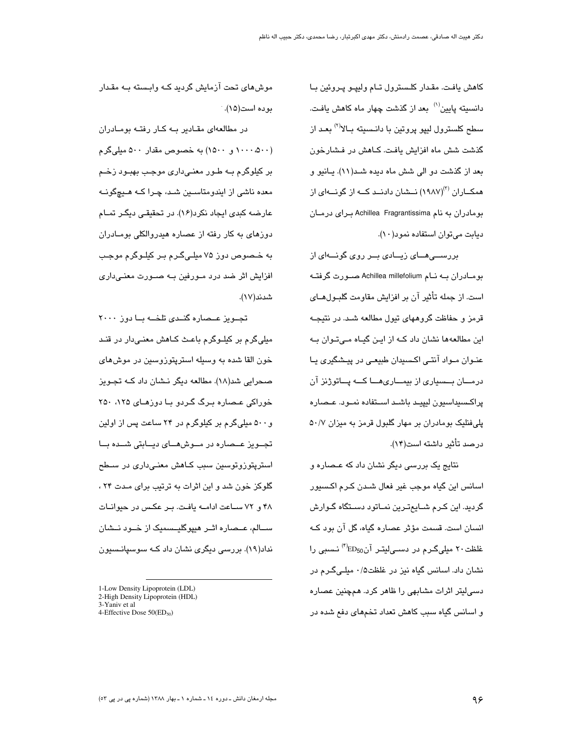کاهش یافت. مقدار کلسترول تام ولیپو پروتئین با دانسیته پایین[1] بعد از گذشت چهار ماه کاهش یافت. سطح کلسترول لیپو پروتین با دانسیته بالا[2] بعد از گذشت شش ماه افزایش یافت. کاهش در فشارخون بعد از گذشت دو الی شش ماه دیده شد(۱۱). یانیو و همکاران[3] (۱۹۸۷) نشان دادند که از گونه‌ای از بومادران به نام Achillea Fragrantissima برای درمان دیابت می‌توان استفاده نمود(۱۰).

بررسی‌های زیادی بر روی گونه‌ای از بومادران به نام Achillea millefolium صورت گرفته است. از جمله تأثیر آن بر افزایش مقاومت گلبول‌های قرمز و حفاظت گروههای تیول مطالعه شد. در نتیجه این مطالعه‌ها نشان داد که از این گیاه می‌توان به عنوان مواد آنتی اکسیدان طبیعی در پیشگیری یا درمان بسیاری از بیماری‌ها که پاتوژنز آن پراکسیداسیون لیپید باشد استفاده نمود. عصاره پلی‌فنلیک بومادران بر مهار گلبول قرمز به میزان ۵۰/۷ درصد تأثیر داشته است(۱۴).

نتایج یک بررسی دیگر نشان داد که عصاره و اسانس این گیاه موجب غیر فعال شدن کرم اکسیور گردید. این کرم شایع‌ترین نماتود دستگاه گوارش انسان است. قسمت مؤثر عصاره گیاه، گل آن بود که غلظت ۲۰ میلی‌گرم در دسی‌لیتر آن $ED_{50}$[4] نسبی را نشان داد. اسانس گیاه نیز در غلظت ۰/۵ میلی‌گرم در دسی‌لیتر اثرات مشابهی را ظاهر کرد. همچنین عصاره و اسانس گیاه سبب کاهش تعداد تخم‌های دفع شده در موش‌های تحت آزمایش گردید که وابسته به مقدار بوده است(۱۵).

در مطالعه‌ای مقادیر به کار رفته بومادران (۵۰۰، ۱۰۰۰ و ۱۵۰۰) به خصوص مقدار ۵۰۰ میلی‌گرم بر کیلوگرم به طور معنی‌داری موجب بهبود زخم معده ناشی از ایندومتاسین شد، چرا که هیچ‌گونه عارضه کبدی ایجاد نکرد(۱۶). در تحقیقی دیگر تمام دوزهای به کار رفته از عصاره هیدروالکلی بومادران به خصوص دوز ۷۵ میلی‌گرم بر کیلوگرم موجب افزایش اثر ضد درد مورفین به صورت معنی‌داری شدند(۱۷).

تجویز عصاره گندی تلخه با دوز ۲۰۰۰ میلی‌گرم بر کیلوگرم باعث کاهش معنی‌دار در قند خون القا شده به وسیله استرپتوزوسین در موش‌های صحرایی شد(۱۸). مطالعه دیگر نشان داد که تجویز خوراکی عصاره برگ گردو با دوزهای ۱۲۵، ۲۵۰ و ۵۰۰ میلی‌گرم بر کیلوگرم در ۲۴ ساعت پس از اولین تجویز عصاره در موش‌های دیابتی شده با استرپتوزوتوسین سبب کاهش معنی‌داری در سطح گلوکز خون شد و این اثرات به ترتیب برای مدت ۲۴ ، ۴۸ و ۷۲ ساعت ادامه یافت. بر عکس در حیوانات سالم، عصاره اثر هیپوگلیسمیک از خود نشان نداد(۱۹). بررسی دیگری نشان داد که سوسپانسیون

---

1-Low Density Lipoprotein (LDL)
2-High Density Lipoprotein (HDL)
3-Yaniv et al
4-Effective Dose 50($ED_{50}$)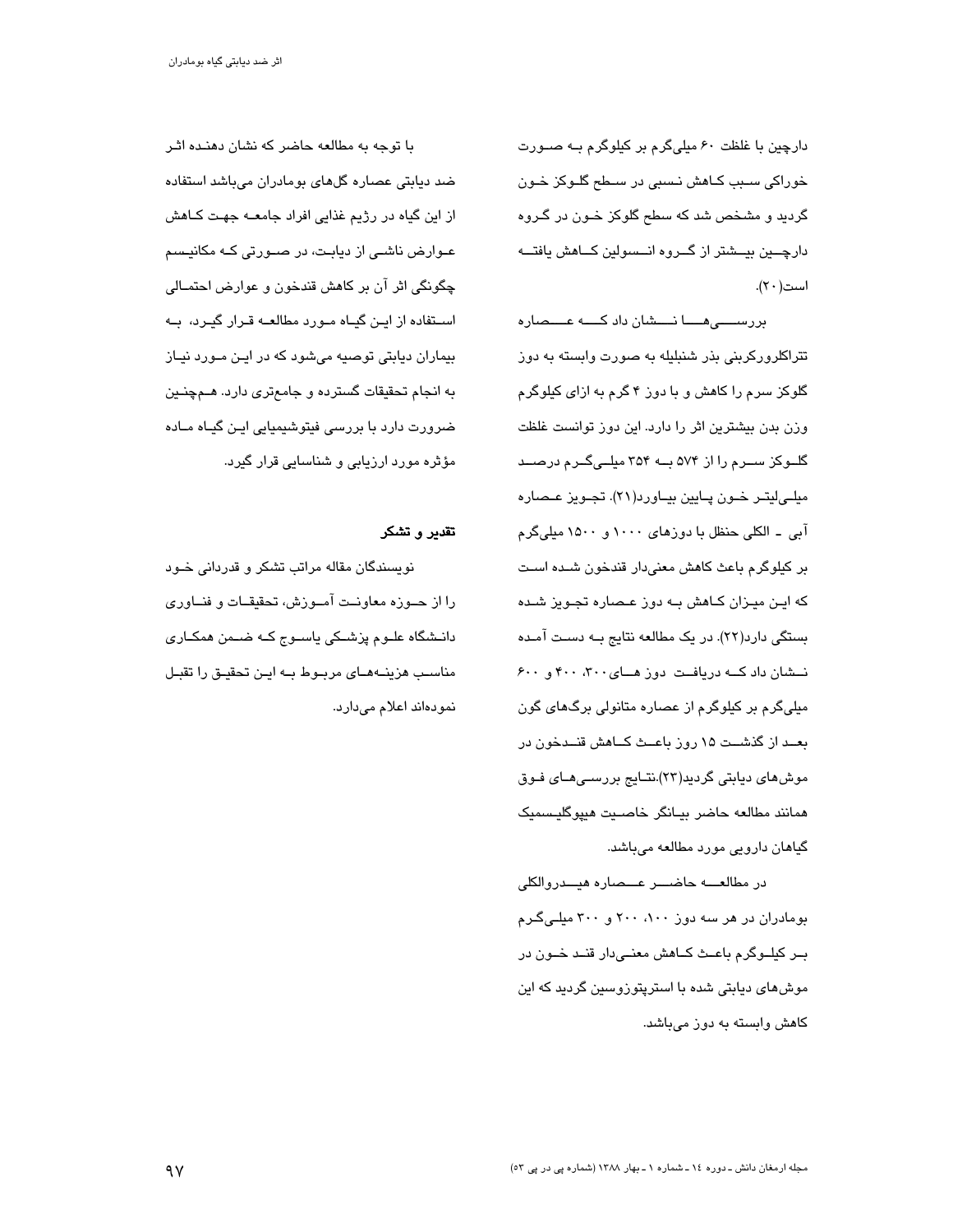دارچین با غلظت ۶۰ میلی‌گرم بر کیلوگرم به صورت خوراکی سبب کاهش نسبی در سطح گلوکز خون گردید و مشخص شد که سطح گلوکز خون در گروه دارچین بیشتر از گروه انسولین کاهش یافته است(۲۰).

بررسی‌ها نشان داد که عصاره تتراکلروکربنی بذر شنبلیله به صورت وابسته به دوز گلوکز سرم را کاهش و با دوز ۴ گرم به ازای کیلوگرم وزن بدن بیشترین اثر را دارد. این دوز توانست غلظت گلوکز سرم را از ۵۷۴ به ۳۵۴ میلی‌گرم درصد میلی‌لیتر خون پایین بیاورد(۲۱). تجویز عصاره آبی - الکلی حنظل با دوزهای ۱۰۰۰ و ۱۵۰۰ میلی‌گرم بر کیلوگرم باعث کاهش معنی‌دار قندخون شده است که این میزان کاهش به دوز عصاره تجویز شده بستگی دارد(۲۲). در یک مطالعه نتایج به دست آمده نشان داد که دریافت دوز های۳۰۰، ۴۰۰ و ۶۰۰ میلی‌گرم بر کیلوگرم از عصاره متانولی برگ‌های گون بعد از گذشت ۱۵ روز باعث کاهش قندخون در موش‌های دیابتی گردید(۲۳).نتایج بررسی‌های فوق همانند مطالعه حاضر بیانگر خاصیت هیپوگلیسمیک گیاهان دارویی مورد مطالعه می‌باشد.

در مطالعه حاضر عصاره هیدروالکلی بومادران در هر سه دوز ۱۰۰، ۲۰۰ و ۳۰۰ میلی‌گرم بر کیلوگرم باعث کاهش معنی‌دار قند خون در موش‌های دیابتی شده با استرپتوزوسین گردید که این کاهش وابسته به دوز می‌باشد.

با توجه به مطالعه حاضر که نشان دهنده اثر ضد دیابتی عصاره گل‌های بومادران می‌باشد استفاده از این گیاه در رژیم غذایی افراد جامعه جهت کاهش عوارض ناشی از دیابت، در صورتی که مکانیسم چگونگی اثر آن بر کاهش قندخون و عوارض احتمالی استفاده از این گیاه مورد مطالعه قرار گیرد، به بیماران دیابتی توصیه می‌شود که در این مورد نیاز به انجام تحقیقات گسترده و جامع‌تری دارد. هم‌چنین ضرورت دارد با بررسی فیتوشیمیایی این گیاه ماده مؤثره مورد ارزیابی و شناسایی قرار گیرد.

**تقدیر و تشکر**

نویسندگان مقاله مراتب تشکر و قدردانی خود را از حوزه معاونت آموزش، تحقیقات و فناوری دانشگاه علوم پزشکی یاسوج که ضمن همکاری مناسب هزینه‌های مربوط به این تحقیق را تقبل نموده‌اند اعلام می‌دارد.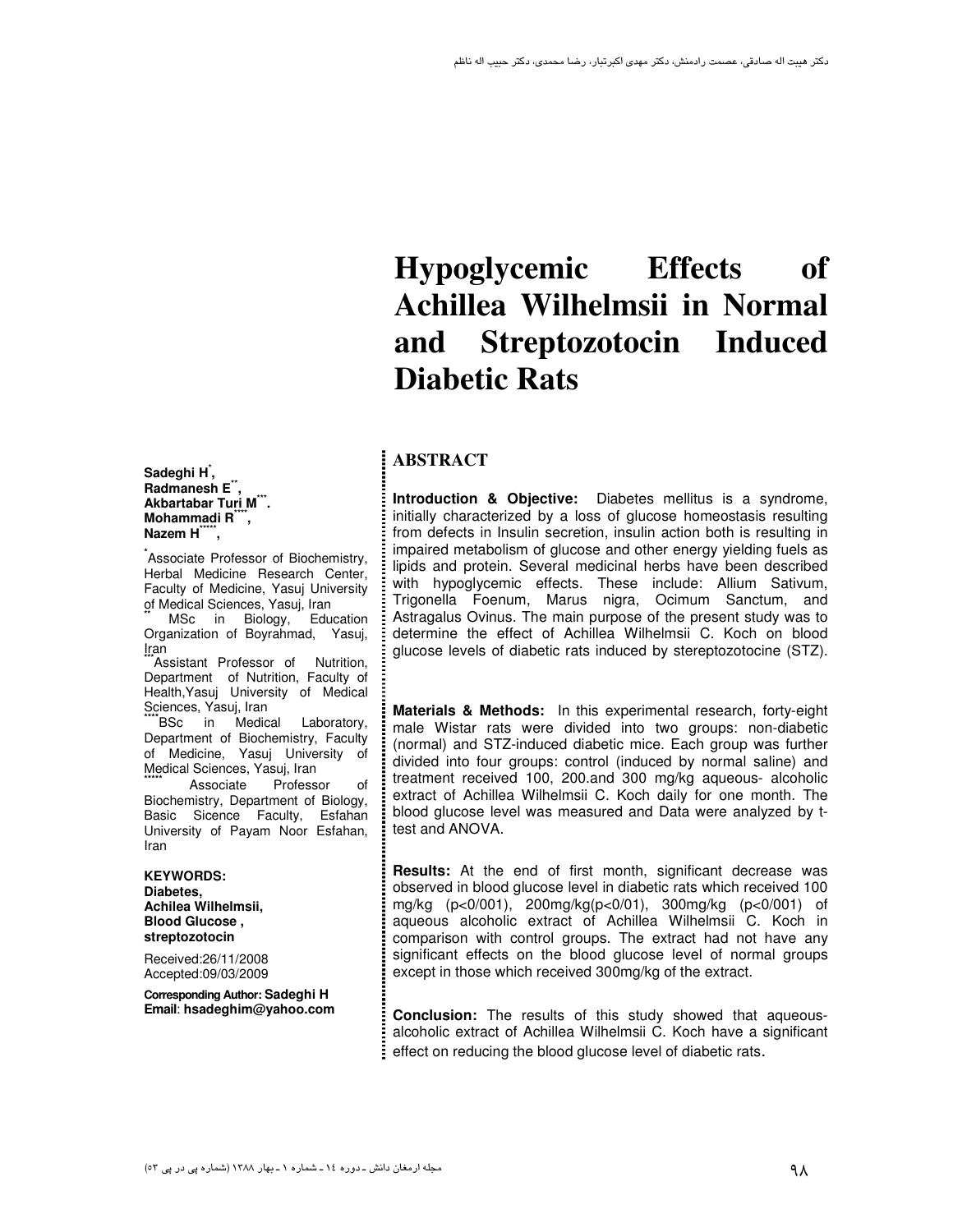# Hypoglycemic Effects of Achillea Wilhelmsii in Normal and Streptozotocin Induced Diabetic Rats

**Sadeghi H**[*]**,**
**Radmanesh E**[**]**,**
**Akbartabar Turi M**[***]**.**
**Mohammadi R**[****]**,**
**Nazem H**[*****]**,**

[*]Associate Professor of Biochemistry, Herbal Medicine Research Center, Faculty of Medicine, Yasuj University of Medical Sciences, Yasuj, Iran

[**] MSc in Biology, Education Organization of Boyrahmad, Yasuj, Iran

[***]Assistant Professor of Nutrition, Department of Nutrition, Faculty of Health,Yasuj University of Medical Sciences, Yasuj, Iran

[****]BSc in Medical Laboratory, Department of Biochemistry, Faculty of Medicine, Yasuj University of Medical Sciences, Yasuj, Iran

[*****] Associate Professor of Biochemistry, Department of Biology, Basic Sicence Faculty, Esfahan University of Payam Noor Esfahan, Iran

**KEYWORDS:**
**Diabetes,**
**Achilea Wilhelmsii,**
**Blood Glucose ,**
**streptozotocin**

Received:26/11/2008
Accepted:09/03/2009

**Corresponding Author: Sadeghi H**
**Email**: **hsadeghim@yahoo.com**

## ABSTRACT

**Introduction & Objective:** Diabetes mellitus is a syndrome, initially characterized by a loss of glucose homeostasis resulting from defects in Insulin secretion, insulin action both is resulting in impaired metabolism of glucose and other energy yielding fuels as lipids and protein. Several medicinal herbs have been described with hypoglycemic effects. These include: Allium Sativum, Trigonella Foenum, Marus nigra, Ocimum Sanctum, and Astragalus Ovinus. The main purpose of the present study was to determine the effect of Achillea Wilhelmsii C. Koch on blood glucose levels of diabetic rats induced by sterepztozotocine (STZ).

**Materials & Methods:** In this experimental research, forty-eight male Wistar rats were divided into two groups: non-diabetic (normal) and STZ-induced diabetic mice. Each group was further divided into four groups: control (induced by normal saline) and treatment received 100, 200.and 300 mg/kg aqueous- alcoholic extract of Achillea Wilhelmsii C. Koch daily for one month. The blood glucose level was measured and Data were analyzed by t-test and ANOVA.

**Results:** At the end of first month, significant decrease was observed in blood glucose level in diabetic rats which received 100 mg/kg (p<0/001), 200mg/kg(p<0/01), 300mg/kg (p<0/001) of aqueous alcoholic extract of Achillea Wilhelmsii C. Koch in comparison with control groups. The extract had not have any significant effects on the blood glucose level of normal groups except in those which received 300mg/kg of the extract.

**Conclusion:** The results of this study showed that aqueous-alcoholic extract of Achillea Wilhelmsii C. Koch have a significant effect on reducing the blood glucose level of diabetic rats.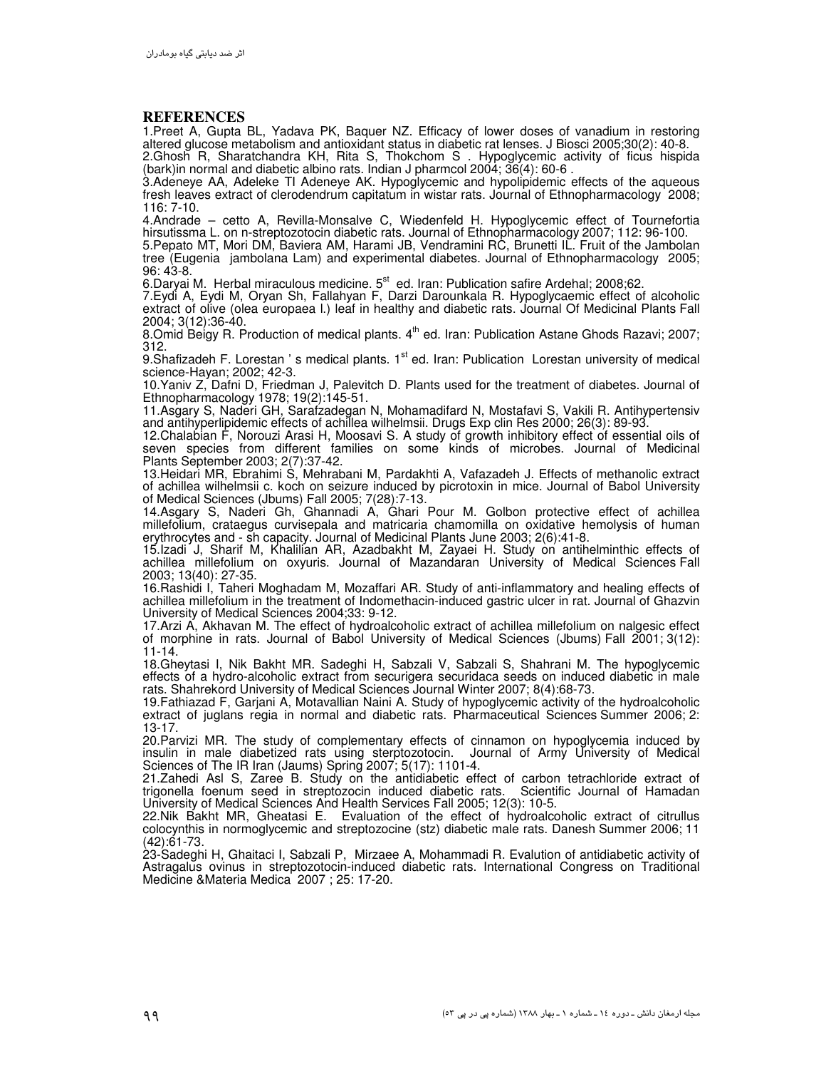## REFERENCES

1.Preet A, Gupta BL, Yadava PK, Baquer NZ. Efficacy of lower doses of vanadium in restoring altered glucose metabolism and antioxidant status in diabetic rat lenses. J Biosci 2005;30(2): 40-8.

2.Ghosh R, Sharatchandra KH, Rita S, Thokchom S . Hypoglycemic activity of ficus hispida (bark)in normal and diabetic albino rats. Indian J pharmcol 2004; 36(4): 60-6 .

3.Adeneye AA, Adeleke TI Adeneye AK. Hypoglycemic and hypolipidemic effects of the aqueous fresh leaves extract of clerodendrum capitatum in wistar rats. Journal of Ethnopharmacology 2008; 116: 7-10.

4.Andrade – cetto A, Revilla-Monsalve C, Wiedenfeld H. Hypoglycemic effect of Tournefortia hirsutissma L. on n-streptozotocin diabetic rats. Journal of Ethnopharmacology 2007; 112: 96-100.

5.Pepato MT, Mori DM, Baviera AM, Harami JB, Vendramini RC, Brunetti IL. Fruit of the Jambolan tree (Eugenia jambolana Lam) and experimental diabetes. Journal of Ethnopharmacology 2005; 96: 43-8.

6.Daryai M. Herbal miraculous medicine. 5st ed. Iran: Publication safire Ardehal; 2008;62.

7.Eydi A, Eydi M, Oryan Sh, Fallahyan F, Darzi Darounkala R. Hypoglycaemic effect of alcoholic extract of olive (olea europaea l.) leaf in healthy and diabetic rats. Journal Of Medicinal Plants Fall 2004; 3(12):36-40.

8.Omid Beigy R. Production of medical plants. 4th ed. Iran: Publication Astane Ghods Razavi; 2007; 312.

9.Shafizadeh F. Lorestan ' s medical plants. 1st ed. Iran: Publication Lorestan university of medical science-Hayan; 2002; 42-3.

10.Yaniv Z, Dafni D, Friedman J, Palevitch D. Plants used for the treatment of diabetes. Journal of Ethnopharmacology 1978; 19(2):145-51.

11.Asgary S, Naderi GH, Sarafzadegan N, Mohamadifard N, Mostafavi S, Vakili R. Antihypertensiv and antihyperlipidemic effects of achillea wilhelmsii. Drugs Exp clin Res 2000; 26(3): 89-93.

12.Chalabian F, Norouzi Arasi H, Moosavi S. A study of growth inhibitory effect of essential oils of seven species from different families on some kinds of microbes. Journal of Medicinal Plants September 2003; 2(7):37-42.

13.Heidari MR, Ebrahimi S, Mehrabani M, Pardakhti A, Vafazadeh J. Effects of methanolic extract of achillea wilhelmsii c. koch on seizure induced by picrotoxin in mice. Journal of Babol University of Medical Sciences (Jbums) Fall 2005; 7(28):7-13.

14.Asgary S, Naderi Gh, Ghannadi A, Ghari Pour M. Golbon protective effect of achillea millefolium, crataegus curvisepala and matricaria chamomilla on oxidative hemolysis of human erythrocytes and - sh capacity. Journal of Medicinal Plants June 2003; 2(6):41-8.

15.Izadi J, Sharif M, Khalilian AR, Azadbakht M, Zayaei H. Study on antihelminthic effects of achillea millefolium on oxyuris. Journal of Mazandaran University of Medical Sciences Fall 2003; 13(40): 27-35.

16.Rashidi I, Taheri Moghadam M, Mozaffari AR. Study of anti-inflammatory and healing effects of achillea millefolium in the treatment of Indomethacin-induced gastric ulcer in rat. Journal of Ghazvin University of Medical Sciences 2004;33: 9-12.

17.Arzi A, Akhavan M. The effect of hydroalcoholic extract of achillea millefolium on nalgesic effect of morphine in rats. Journal of Babol University of Medical Sciences (Jbums) Fall 2001; 3(12): 11-14.

18.Gheytasi I, Nik Bakht MR. Sadeghi H, Sabzali V, Sabzali S, Shahrani M. The hypoglycemic effects of a hydro-alcoholic extract from securigera securidaca seeds on induced diabetic in male rats. Shahrekord University of Medical Sciences Journal Winter 2007; 8(4):68-73.

19.Fathiazad F, Garjani A, Motavallian Naini A. Study of hypoglycemic activity of the hydroalcoholic extract of juglans regia in normal and diabetic rats. Pharmaceutical Sciences Summer 2006; 2: 13-17.

20.Parvizi MR. The study of complementary effects of cinnamon on hypoglycemia induced by insulin in male diabetized rats using sterptozotocin. Journal of Army University of Medical Sciences of The IR Iran (Jaums) Spring 2007; 5(17): 1101-4.

21.Zahedi Asl S, Zaree B. Study on the antidiabetic effect of carbon tetrachloride extract of trigonella foenum seed in streptozocin induced diabetic rats. Scientific Journal of Hamadan University of Medical Sciences And Health Services Fall 2005; 12(3): 10-5.

22.Nik Bakht MR, Gheatasi E. Evaluation of the effect of hydroalcoholic extract of citrullus colocynthis in normoglycemic and streptozocine (stz) diabetic male rats. Danesh Summer 2006; 11 (42):61-73.

23-Sadeghi H, Ghaitaci I, Sabzali P, Mirzaee A, Mohammadi R. Evalution of antidiabetic activity of Astragalus ovinus in streptozotocin-induced diabetic rats. International Congress on Traditional Medicine &Materia Medica 2007 ; 25: 17-20.